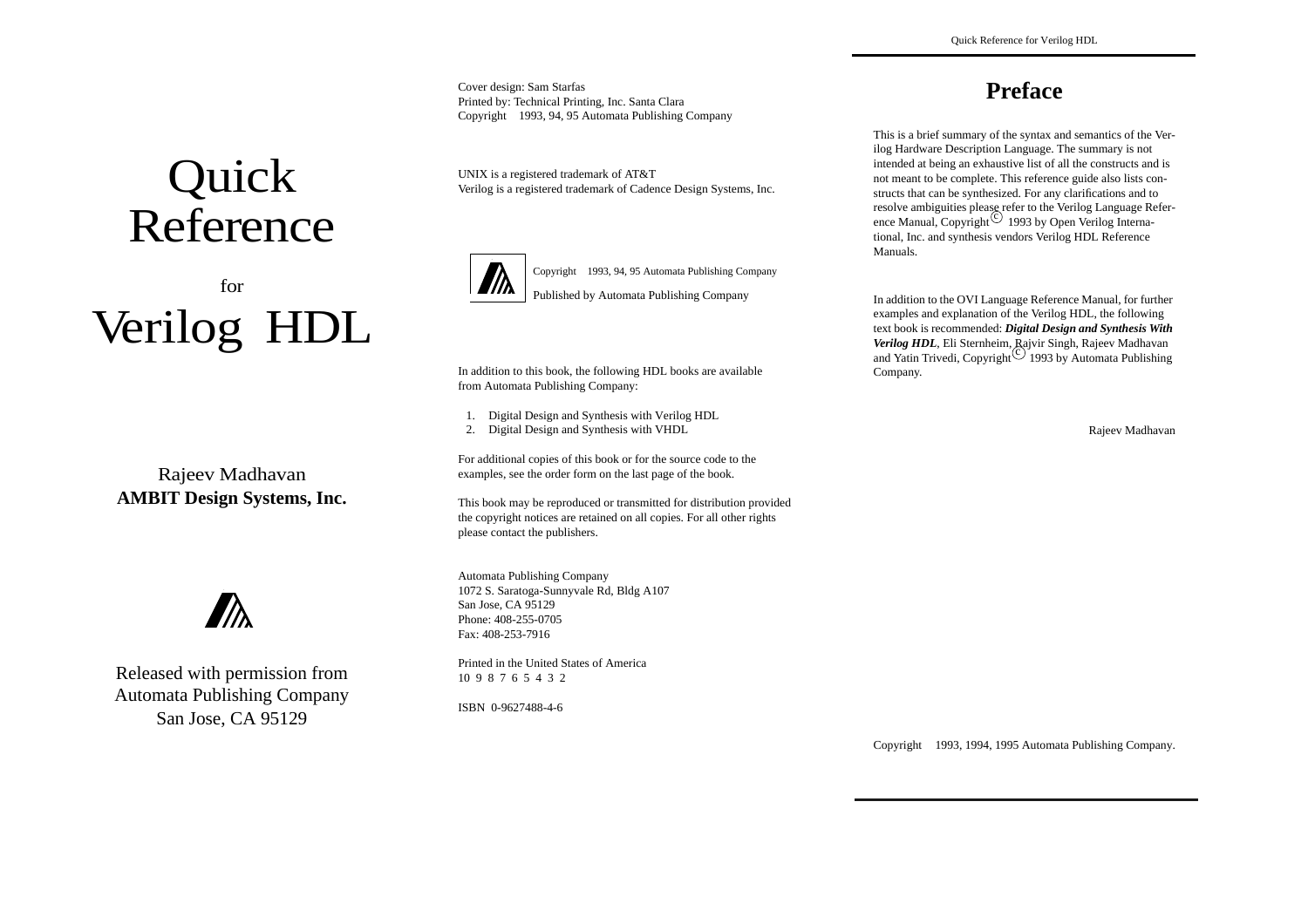# Quick Reference for Verilog HDL

Rajeev Madhavan
**AMBIT Design Systems, Inc.**

Released with permission from
Automata Publishing Company
San Jose, CA 95129

---

Cover design: Sam Starfas
Printed by: Technical Printing, Inc. Santa Clara
Copyright 1993, 94, 95 Automata Publishing Company

UNIX is a registered trademark of AT&T
Verilog is a registered trademark of Cadence Design Systems, Inc.

Copyright 1993, 94, 95 Automata Publishing Company
Published by Automata Publishing Company

In addition to this book, the following HDL books are available from Automata Publishing Company:

1. Digital Design and Synthesis with Verilog HDL
2. Digital Design and Synthesis with VHDL

For additional copies of this book or for the source code to the examples, see the order form on the last page of the book.

This book may be reproduced or transmitted for distribution provided the copyright notices are retained on all copies. For all other rights please contact the publishers.

Automata Publishing Company
1072 S. Saratoga-Sunnyvale Rd, Bldg A107
San Jose, CA 95129
Phone: 408-255-0705
Fax: 408-253-7916

Printed in the United States of America
10 9 8 7 6 5 4 3 2

ISBN 0-9627488-4-6

---

## Preface

This is a brief summary of the syntax and semantics of the Verilog Hardware Description Language. The summary is not intended at being an exhaustive list of all the constructs and is not meant to be complete. This reference guide also lists constructs that can be synthesized. For any clarifications and to resolve ambiguities please refer to the Verilog Language Reference Manual, Copyright © 1993 by Open Verilog International, Inc. and synthesis vendors Verilog HDL Reference Manuals.

In addition to the OVI Language Reference Manual, for further examples and explanation of the Verilog HDL, the following text book is recommended: ***Digital Design and Synthesis With Verilog HDL***, Eli Sternheim, Rajvir Singh, Rajeev Madhavan and Yatin Trivedi, Copyright © 1993 by Automata Publishing Company.

Rajeev Madhavan

Copyright 1993, 1994, 1995 Automata Publishing Company.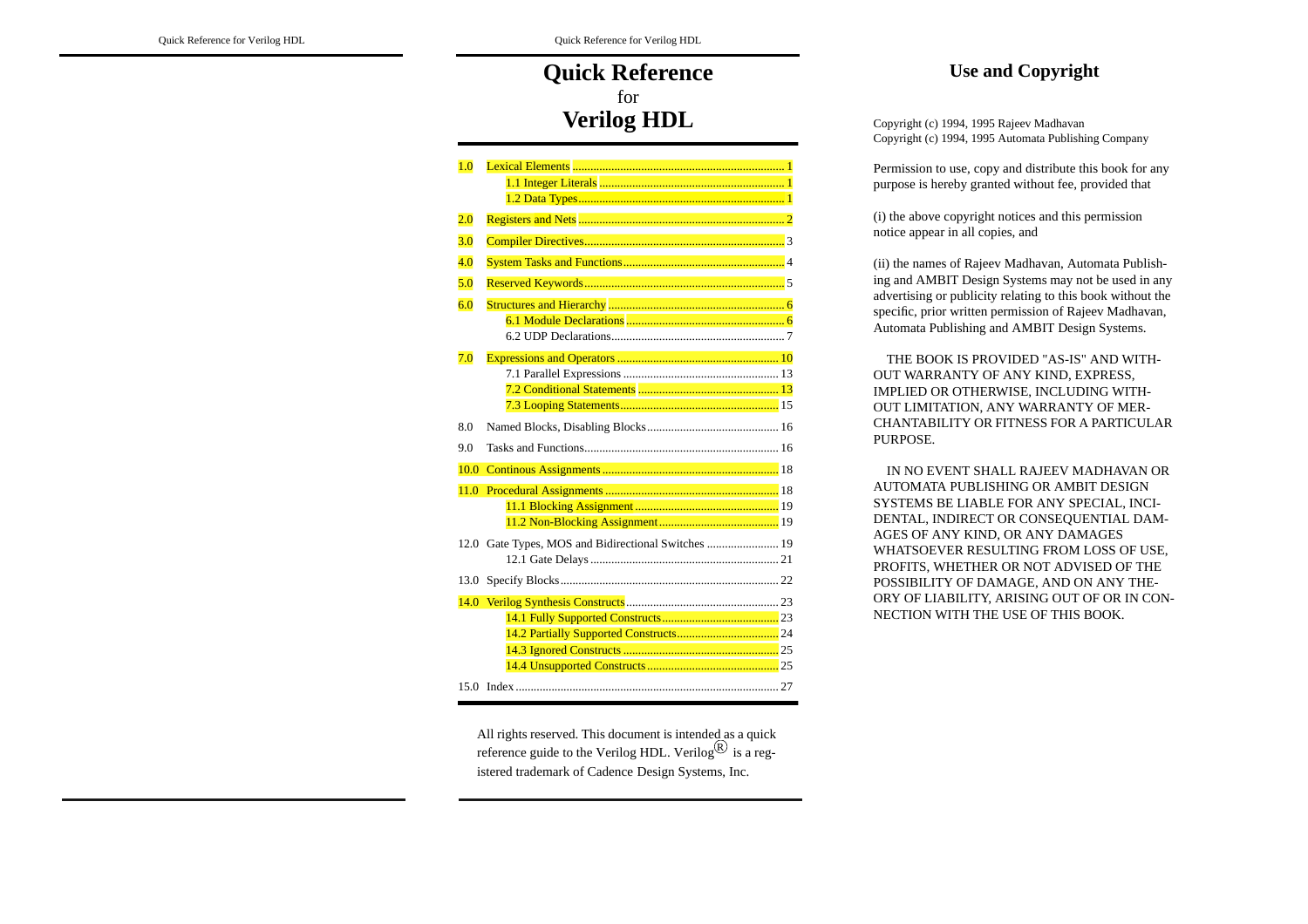# Quick Reference for Verilog HDL

| | | |
|---|---|---|
| 1.0 | Lexical Elements | 1 |
| | 1.1 Integer Literals | 1 |
| | 1.2 Data Types | 1 |
| 2.0 | Registers and Nets | 2 |
| 3.0 | Compiler Directives | 3 |
| 4.0 | System Tasks and Functions | 4 |
| 5.0 | Reserved Keywords | 5 |
| 6.0 | Structures and Hierarchy | 6 |
| | 6.1 Module Declarations | 6 |
| | 6.2 UDP Declarations | 7 |
| 7.0 | Expressions and Operators | 10 |
| | 7.1 Parallel Expressions | 13 |
| | 7.2 Conditional Statements | 13 |
| | 7.3 Looping Statements | 15 |
| 8.0 | Named Blocks, Disabling Blocks | 16 |
| 9.0 | Tasks and Functions | 16 |
| 10.0 | Continous Assignments | 18 |
| 11.0 | Procedural Assignments | 18 |
| | 11.1 Blocking Assignment | 19 |
| | 11.2 Non-Blocking Assignment | 19 |
| 12.0 | Gate Types, MOS and Bidirectional Switches | 19 |
| | 12.1 Gate Delays | 21 |
| 13.0 | Specify Blocks | 22 |
| 14.0 | Verilog Synthesis Constructs | 23 |
| | 14.1 Fully Supported Constructs | 23 |
| | 14.2 Partially Supported Constructs | 24 |
| | 14.3 Ignored Constructs | 25 |
| | 14.4 Unsupported Constructs | 25 |
| 15.0 | Index | 27 |

All rights reserved. This document is intended as a quick reference guide to the Verilog HDL. Verilog® is a registered trademark of Cadence Design Systems, Inc.

## Use and Copyright

Copyright (c) 1994, 1995 Rajeev Madhavan
Copyright (c) 1994, 1995 Automata Publishing Company

Permission to use, copy and distribute this book for any purpose is hereby granted without fee, provided that

(i) the above copyright notices and this permission notice appear in all copies, and

(ii) the names of Rajeev Madhavan, Automata Publishing and AMBIT Design Systems may not be used in any advertising or publicity relating to this book without the specific, prior written permission of Rajeev Madhavan, Automata Publishing and AMBIT Design Systems.

THE BOOK IS PROVIDED "AS-IS" AND WITHOUT WARRANTY OF ANY KIND, EXPRESS, IMPLIED OR OTHERWISE, INCLUDING WITHOUT LIMITATION, ANY WARRANTY OF MERCHANTABILITY OR FITNESS FOR A PARTICULAR PURPOSE.

IN NO EVENT SHALL RAJEEV MADHAVAN OR AUTOMATA PUBLISHING OR AMBIT DESIGN SYSTEMS BE LIABLE FOR ANY SPECIAL, INCIDENTAL, INDIRECT OR CONSEQUENTIAL DAMAGES OF ANY KIND, OR ANY DAMAGES WHATSOEVER RESULTING FROM LOSS OF USE, PROFITS, WHETHER OR NOT ADVISED OF THE POSSIBILITY OF DAMAGE, AND ON ANY THEORY OF LIABILITY, ARISING OUT OF OR IN CONNECTION WITH THE USE OF THIS BOOK.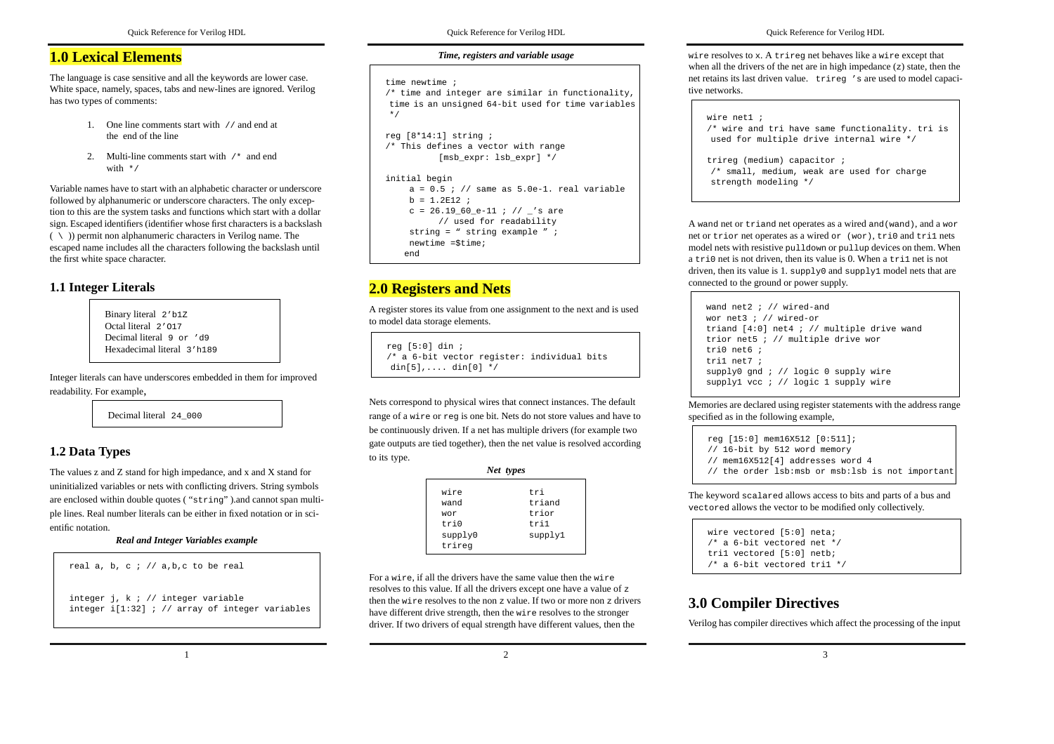# 1.0 Lexical Elements

The language is case sensitive and all the keywords are lower case. White space, namely, spaces, tabs and new-lines are ignored. Verilog has two types of comments:

1. One line comments start with `//` and end at the end of the line
2. Multi-line comments start with `/*` and end with `*/`

Variable names have to start with an alphabetic character or underscore followed by alphanumeric or underscore characters. The only exception to this are the system tasks and functions which start with a dollar sign. Escaped identifiers (identifier whose first characters is a backslash ( \ )) permit non alphanumeric characters in Verilog name. The escaped name includes all the characters following the backslash until the first white space character.

## 1.1 Integer Literals

```
Binary literal 2'b1Z
Octal literal 2'O17
Decimal literal 9 or 'd9
Hexadecimal literal 3'h189
```

Integer literals can have underscores embedded in them for improved readability. For example,

```
Decimal literal 24_000
```

## 1.2 Data Types

The values z and Z stand for high impedance, and x and X stand for uninitialized variables or nets with conflicting drivers. String symbols are enclosed within double quotes ( "string" ).and cannot span multiple lines. Real number literals can be either in fixed notation or in scientific notation.

*Real and Integer Variables example*

```
real a, b, c ; // a,b,c to be real

integer j, k ; // integer variable
integer i[1:32] ; // array of integer variables
```

*Time, registers and variable usage*

```
time newtime ;
/* time and integer are similar in functionality,
 time is an unsigned 64-bit used for time variables
 */

reg [8*14:1] string ;
/* This defines a vector with range
          [msb_expr: lsb_expr] */

initial begin
     a = 0.5 ; // same as 5.0e-1. real variable
     b = 1.2E12 ;
     c = 26.19_60_e-11 ; // _'s are
          // used for readability
     string = " string example " ;
     newtime =$time;
    end
```

# 2.0 Registers and Nets

A register stores its value from one assignment to the next and is used to model data storage elements.

```
reg [5:0] din ;
/* a 6-bit vector register: individual bits
 din[5],.... din[0] */
```

Nets correspond to physical wires that connect instances. The default range of a wire or reg is one bit. Nets do not store values and have to be continuously driven. If a net has multiple drivers (for example two gate outputs are tied together), then the net value is resolved according to its type.

*Net types*

| | |
|---|---|
| wire | tri |
| wand | triand |
| wor | trior |
| tri0 | tri1 |
| supply0 | supply1 |
| trireg | |

For a wire, if all the drivers have the same value then the wire resolves to this value. If all the drivers except one have a value of z then the wire resolves to the non z value. If two or more non z drivers have different drive strength, then the wire resolves to the stronger driver. If two drivers of equal strength have different values, then the wire resolves to x. A trireg net behaves like a wire except that when all the drivers of the net are in high impedance (z) state, then the net retains its last driven value. trireg 's are used to model capacitive networks.

```
wire net1 ;
/* wire and tri have same functionality. tri is
 used for multiple drive internal wire */

trireg (medium) capacitor ;
 /* small, medium, weak are used for charge
 strength modeling */
```

A wand net or triand net operates as a wired and(wand), and a wor net or trior net operates as a wired or (wor), tri0 and tri1 nets model nets with resistive pulldown or pullup devices on them. When a tri0 net is not driven, then its value is 0. When a tri1 net is not driven, then its value is 1. supply0 and supply1 model nets that are connected to the ground or power supply.

```
wand net2 ; // wired-and
wor net3 ; // wired-or
triand [4:0] net4 ; // multiple drive wand
trior net5 ; // multiple drive wor
tri0 net6 ;
tri1 net7 ;
supply0 gnd ; // logic 0 supply wire
supply1 vcc ; // logic 1 supply wire
```

Memories are declared using register statements with the address range specified as in the following example,

```
reg [15:0] mem16X512 [0:511];
// 16-bit by 512 word memory
// mem16X512[4] addresses word 4
// the order lsb:msb or msb:lsb is not important
```

The keyword scalared allows access to bits and parts of a bus and vectored allows the vector to be modified only collectively.

```
wire vectored [5:0] neta;
/* a 6-bit vectored net */
tri1 vectored [5:0] netb;
/* a 6-bit vectored tri1 */
```

# 3.0 Compiler Directives

Verilog has compiler directives which affect the processing of the input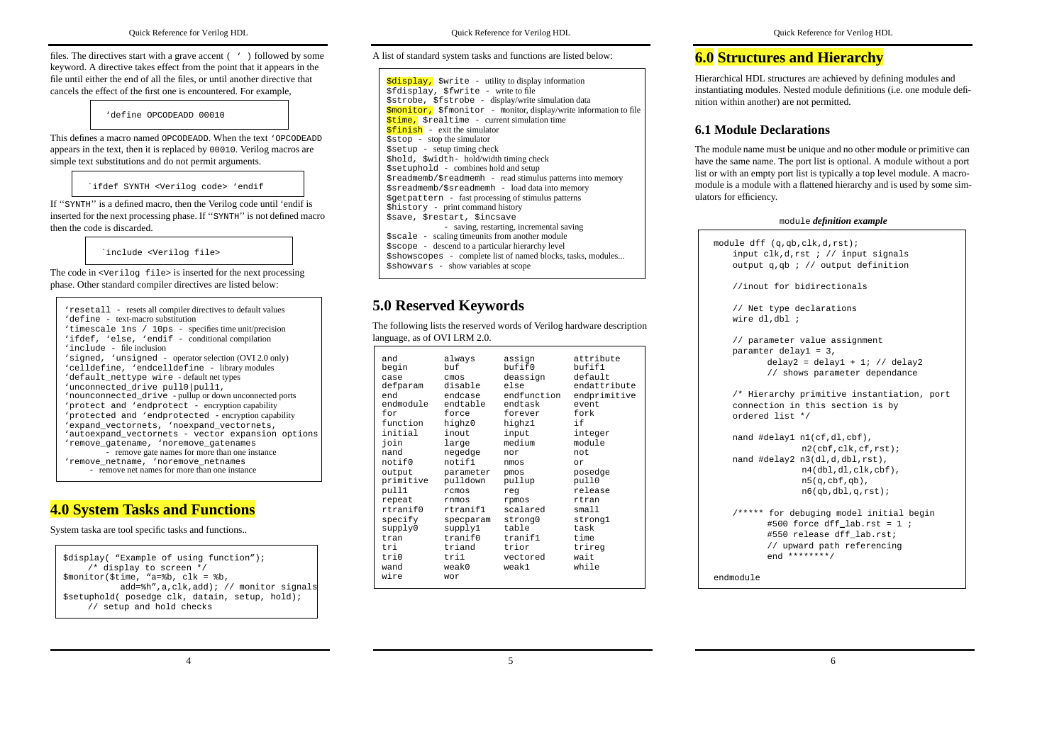files. The directives start with a grave accent ( ' ) followed by some keyword. A directive takes effect from the point that it appears in the file until either the end of all the files, or until another directive that cancels the effect of the first one is encountered. For example,

```
'define OPCODEADD 00010
```

This defines a macro named OPCODEADD. When the text 'OPCODEADD appears in the text, then it is replaced by 00010. Verilog macros are simple text substitutions and do not permit arguments.

```
`ifdef SYNTH <Verilog code> 'endif
```

If ''SYNTH'' is a defined macro, then the Verilog code until 'endif is inserted for the next processing phase. If ''SYNTH'' is not defined macro then the code is discarded.

```
`include <Verilog file>
```

The code in <Verilog file> is inserted for the next processing phase. Other standard compiler directives are listed below:

```
'resetall - resets all compiler directives to default values
'define - text-macro substitution
'timescale 1ns / 10ps - specifies time unit/precision
'ifdef, 'else, 'endif - conditional compilation
'include - file inclusion
'signed, 'unsigned - operator selection (OVI 2.0 only)
'celldefine, 'endcelldefine - library modules
'default_nettype wire - default net types
'unconnected_drive pull0|pull1,
'nounconnected_drive - pullup or down unconnected ports
'protect and 'endprotect - encryption capability
'protected and 'endprotected - encryption capability
'expand_vectornets, 'noexpand_vectornets,
'autoexpand_vectornets - vector expansion options
'remove_gatename, 'noremove_gatenames
     - remove gate names for more than one instance
'remove_netname, 'noremove_netnames
     - remove net names for more than one instance
```

## 4.0 System Tasks and Functions

System taska are tool specific tasks and functions..

```
$display( "Example of using function");
     /* display to screen */
$monitor($time, "a=%b, clk = %b,
           add=%h",a,clk,add); // monitor signals
$setuphold( posedge clk, datain, setup, hold);
     // setup and hold checks
```

A list of standard system tasks and functions are listed below:

```
$display, $write - utility to display information
$fdisplay, $fwrite - write to file
$strobe, $fstrobe - display/write simulation data
$monitor, $fmonitor - monitor, display/write information to file
$time, $realtime - current simulation time
$finish - exit the simulator
$stop - stop the simulator
$setup - setup timing check
$hold, $width- hold/width timing check
$setuphold - combines hold and setup
$readmemb/$readmemh - read stimulus patterns into memory
$sreadmemb/$sreadmemh - load data into memory
$getpattern - fast processing of stimulus patterns
$history - print command history
$save, $restart, $incsave
          - saving, restarting, incremental saving
$scale - scaling timeunits from another module
$scope - descend to a particular hierarchy level
$showscopes - complete list of named blocks, tasks, modules...
$showvars - show variables at scope
```

## 5.0 Reserved Keywords

The following lists the reserved words of Verilog hardware description language, as of OVI LRM 2.0.

```
and         always      assign       attribute
begin       buf         bufif0       bufif1
case        cmos        deassign     default
defparam    disable     else         endattribute
end         endcase     endfunction  endprimitive
endmodule   endtable    endtask      event
for         force       forever      fork
function    highz0      highz1       if
initial     inout       input        integer
join        large       medium       module
nand        negedge     nor          not
notif0      notif1      nmos         or
output      parameter   pmos         posedge
primitive   pulldown    pullup       pull0
pull1       rcmos       reg          release
repeat      rnmos       rpmos        rtran
rtranif0    rtranif1    scalared     small
specify     specparam   strong0      strong1
supply0     supply1     table        task
tran        tranif0     tranif1      time
tri         triand      trior        trireg
tri0        tri1        vectored     wait
wand        weak0       weak1        while
wire        wor
```

## 6.0 Structures and Hierarchy

Hierarchical HDL structures are achieved by defining modules and instantiating modules. Nested module definitions (i.e. one module definition within another) are not permitted.

### 6.1 Module Declarations

The module name must be unique and no other module or primitive can have the same name. The port list is optional. A module without a port list or with an empty port list is typically a top level module. A macromodule is a module with a flattened hierarchy and is used by some simulators for efficiency.

module ***definition example***

```
module dff (q,qb,clk,d,rst);
    input clk,d,rst ; // input signals
    output q,qb ; // output definition

    //inout for bidirectionals

    // Net type declarations
    wire dl,dbl ;

    // parameter value assignment
    paramter delay1 = 3,
           delay2 = delay1 + 1; // delay2
           // shows parameter dependance

    /* Hierarchy primitive instantiation, port
    connection in this section is by
    ordered list */

    nand #delay1 n1(cf,dl,cbf),
                 n2(cbf,clk,cf,rst);
    nand #delay2 n3(dl,d,dbl,rst),
                 n4(dbl,dl,clk,cbf),
                 n5(q,cbf,qb),
                 n6(qb,dbl,q,rst);

    /***** for debuging model initial begin
           #500 force dff_lab.rst = 1 ;
           #550 release dff_lab.rst;
           // upward path referencing
           end ********/

endmodule
```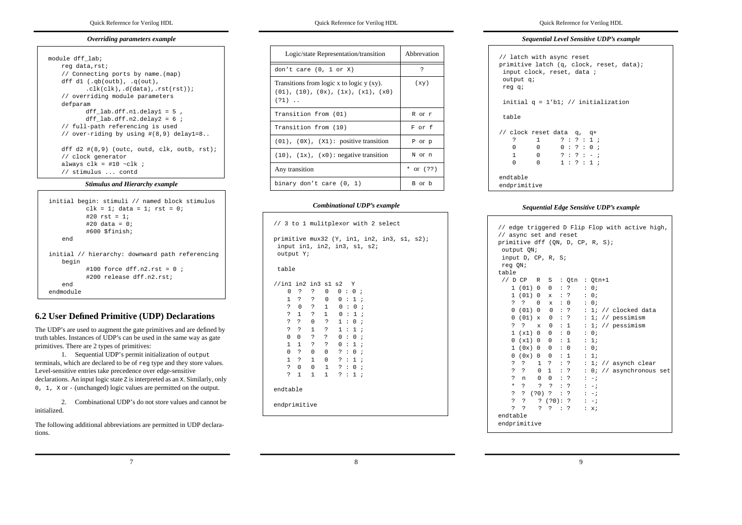### *Overriding parameters example*

```
module dff_lab;
    reg data,rst;
    // Connecting ports by name.(map)
    dff d1 (.qb(outb), .q(out),
            .clk(clk),.d(data),.rst(rst));
    // overriding module parameters
    defparam
            dff_lab.dff.n1.delay1 = 5 ,
            dff_lab.dff.n2.delay2 = 6 ;
    // full-path referencing is used
    // over-riding by using #(8,9) delay1=8..

    dff d2 #(8,9) (outc, outd, clk, outb, rst);
    // clock generator
    always clk = #10 ~clk ;
    // stimulus ... contd
```

### *Stimulus and Hierarchy example*

```
initial begin: stimuli // named block stimulus
            clk = 1; data = 1; rst = 0;
            #20 rst = 1;
            #20 data = 0;
            #600 $finish;
    end

initial // hierarchy: downward path referencing
    begin
            #100 force dff.n2.rst = 0 ;
            #200 release dff.n2.rst;
    end
endmodule
```

## 6.2 User Defined Primitive (UDP) Declarations

The UDP's are used to augment the gate primitives and are defined by truth tables. Instances of UDP's can be used in the same way as gate primitives. There are 2 types of primitives:

1. Sequential UDP's permit initialization of `output` terminals, which are declared to be of `reg` type and they store values. Level-sensitive entries take precedence over edge-sensitive declarations. An input logic state `Z` is interpreted as an `X`. Similarly, only `0, 1, X` or `-` (unchanged) logic values are permitted on the output.

2. Combinational UDP's do not store values and cannot be initialized.

The following additional abbreviations are permitted in UDP declarations.

| Logic/state Representation/transition | Abbrevation |
|---|---|
| don't care (0, 1 or X) | ? |
| Transitions from logic x to logic y (xy). (01), (10), (0x), (1x), (x1), (x0) (?1) .. | (xy) |
| Transition from (01) | R or r |
| Transition from (10) | F or f |
| (01), (0X), (X1): positive transition | P or p |
| (10), (1x), (x0): negative transition | N or n |
| Any transition | * or (??) |
| binary don't care (0, 1) | B or b |

### *Combinational UDP's example*

```
// 3 to 1 mulitplexor with 2 select

primitive mux32 (Y, in1, in2, in3, s1, s2);
 input in1, in2, in3, s1, s2;
 output Y;

 table

//in1 in2 in3 s1 s2   Y
    0  ?  ?   0  0 : 0 ;
    1  ?  ?   0  0 : 1 ;
    ?  0  ?   1  0 : 0 ;
    ?  1  ?   1  0 : 1 ;
    ?  ?  0   ?  1 : 0 ;
    ?  ?  1   ?  1 : 1 ;
    0  0  ?   ?  0 : 0 ;
    1  1  ?   ?  0 : 1 ;
    0  ?  0   0  ? : 0 ;
    1  ?  1   0  ? : 1 ;
    ?  0  0   1  ? : 0 ;
    ?  1  1   1  ? : 1 ;

endtable

endprimitive
```

### *Sequential Level Sensitive UDP's example*

```
// latch with async reset
primitive latch (q, clock, reset, data);
 input clock, reset, data ;
 output q;
 reg q;

 initial q = 1'b1; // initialization

 table

// clock reset data  q,  q+
    ?      1      ? : ? : 1 ;
    0      0      0 : ? : 0 ;
    1      0      ? : ? : - ;
    0      0      1 : ? : 1 ;

endtable
endprimitive
```

### *Sequential Edge Sensitive UDP's example*

```
// edge triggered D Flip Flop with active high,
// async set and reset
primitive dff (QN, D, CP, R, S);
 output QN;
 input D, CP, R, S;
 reg QN;
table
 // D CP   R  S  : Qtn  : Qtn+1
    1 (01) 0  0  : ?    : 0;
    1 (01) 0  x  : ?    : 0;
    ?  ?   0  x  : 0    : 0;
    0 (01) 0  0  : ?    : 1; // clocked data
    0 (01) x  0  : ?    : 1; // pessimism
    ?  ?   x  0  : 1    : 1; // pessimism
    1 (x1) 0  0  : 0    : 0;
    0 (x1) 0  0  : 1    : 1;
    1 (0x) 0  0  : 0    : 0;
    0 (0x) 0  0  : 1    : 1;
    ?  ?   1  ?  : ?    : 1; // asynch clear
    ?  ?   0  1  : ?    : 0; // asynchronous set
    ?  n   0  0  : ?    : -;
    *  ?   ?  ?  : ?    : -;
    ?  ? (?0) ?  : ?    : -;
    ?  ?   ? (?0): ?    : -;
    ?  ?   ?  ?  : ?    : x;
endtable
endprimitive
```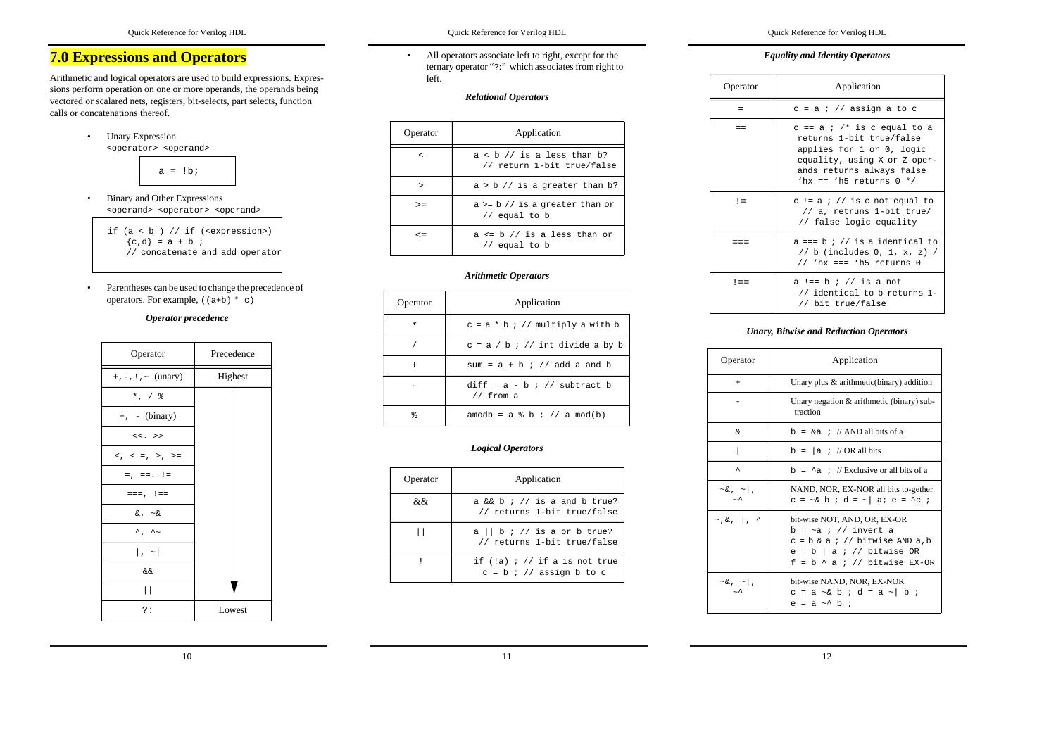## 7.0 Expressions and Operators

Arithmetic and logical operators are used to build expressions. Expressions perform operation on one or more operands, the operands being vectored or scalared nets, registers, bit-selects, part selects, function calls or concatenations thereof.

- Unary Expression
  `<operator> <operand>`

```
a = !b;
```

- Binary and Other Expressions
  `<operand> <operator> <operand>`

```
if (a < b ) // if (<expression>)
    {c,d} = a + b ;
    // concatenate and add operator
```

- Parentheses can be used to change the precedence of operators. For example, `((a+b) * c)`

***Operator precedence***

| Operator | Precedence |
|---|---|
| `+,-,!,~` (unary) | Highest |
| `*, / %` | |
| `+, -` (binary) | |
| `<<. >>` | |
| `<, < =, >, >=` | |
| `=, ==. !=` | |
| `===, !==` | |
| `&, ~&` | |
| `^, ^~` | |
| `|, ~|` | |
| `&&` | |
| `||` | |
| `?:` | Lowest |

- All operators associate left to right, except for the ternary operator "?:" which associates from right to left.

***Relational Operators***

| Operator | Application |
|---|---|
| `<` | `a < b // is a less than b? // return 1-bit true/false` |
| `>` | `a > b // is a greater than b?` |
| `>=` | `a >= b // is a greater than or // equal to b` |
| `<=` | `a <= b // is a less than or // equal to b` |

***Arithmetic Operators***

| Operator | Application |
|---|---|
| `*` | `c = a * b ; // multiply a with b` |
| `/` | `c = a / b ; // int divide a by b` |
| `+` | `sum = a + b ; // add a and b` |
| `-` | `diff = a - b ; // subtract b // from a` |
| `%` | `amodb = a % b ; // a mod(b)` |

***Logical Operators***

| Operator | Application |
|---|---|
| `&&` | `a && b ; // is a and b true? // returns 1-bit true/false` |
| `||` | `a || b ; // is a or b true? // returns 1-bit true/false` |
| `!` | `if (!a) ; // if a is not true c = b ; // assign b to c` |

***Equality and Identity Operators***

| Operator | Application |
|---|---|
| `=` | `c = a ; // assign a to c` |
| `==` | `c == a ; /* is c equal to a returns 1-bit true/false applies for 1 or 0, logic equality, using X or Z operands returns always false 'hx == 'h5 returns 0 */` |
| `!=` | `c != a ; // is c not equal to // a, retruns 1-bit true/ // false logic equality` |
| `===` | `a === b ; // is a identical to // b (includes 0, 1, x, z) / // 'hx === 'h5 returns 0` |
| `!==` | `a !== b ; // is a not // identical to b returns 1- // bit true/false` |

***Unary, Bitwise and Reduction Operators***

| Operator | Application |
|---|---|
| `+` | Unary plus & arithmetic(binary) addition |
| `-` | Unary negation & arithmetic (binary) subtraction |
| `&` | `b = &a ;` // AND all bits of a |
| `|` | `b = |a ;` // OR all bits |
| `^` | `b = ^a ;` // Exclusive or all bits of a |
| `~&, ~|, ~^` | NAND, NOR, EX-NOR all bits to-gether `c = ~& b ; d = ~| a; e = ^c ;` |
| `~,&, |, ^` | bit-wise NOT, AND, OR, EX-OR `b = ~a ; // invert a` `c = b & a ; // bitwise AND a,b` `e = b | a ; // bitwise OR` `f = b ^ a ; // bitwise EX-OR` |
| `~&, ~|, ~^` | bit-wise NAND, NOR, EX-NOR `c = a ~& b ; d = a ~| b ;` `e = a ~^ b ;` |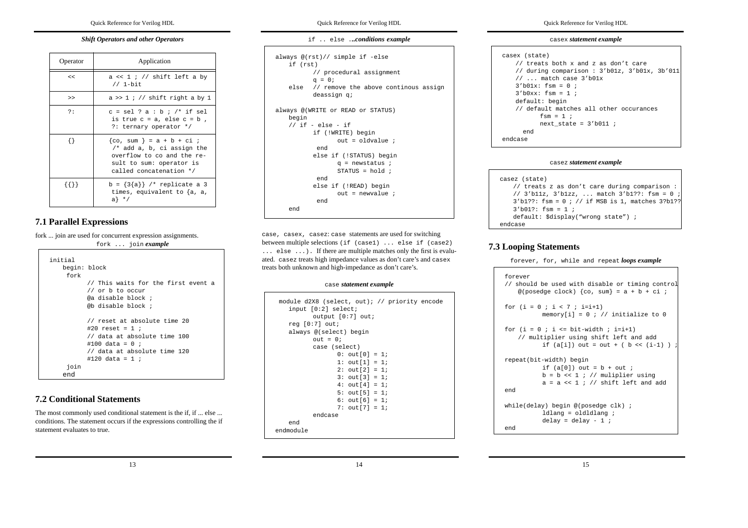*Shift Operators and other Operators*

| Operator | Application |
|---|---|
| `<<` | `a << 1 ; // shift left a by // 1-bit` |
| `>>` | `a >> 1 ; // shift right a by 1` |
| `?:` | `c = sel ? a : b ; /* if sel is true c = a, else c = b , ?: ternary operator */` |
| `{}` | `{co, sum } = a + b + ci ; /* add a, b, ci assign the overflow to co and the result to sum: operator is called concatenation */` |
| `{{}}` | `b = {3{a}} /* replicate a 3 times, equivalent to {a, a, a} */` |

## 7.1 Parallel Expressions

fork ... join are used for concurrent expression assignments.

`fork ... join` ***example***

```
initial
    begin: block
     fork
           // This waits for the first event a
           // or b to occur
           @a disable block ;
           @b disable block ;

           // reset at absolute time 20
           #20 reset = 1 ;
           // data at absolute time 100
           #100 data = 0 ;
           // data at absolute time 120
           #120 data = 1 ;
     join
    end
```

## 7.2 Conditional Statements

The most commonly used conditional statement is the if, if ... else ... conditions. The statement occurs if the expressions controlling the if statement evaluates to true.

`if .. else` ***...conditions example***

```
always @(rst)// simple if -else
    if (rst)
          // procedural assignment
          q = 0;
    else  // remove the above continous assign
          deassign q;

always @(WRITE or READ or STATUS)
    begin
    // if - else - if
          if (!WRITE) begin
                out = oldvalue ;
           end
          else if (!STATUS) begin
                q = newstatus ;
                STATUS = hold ;
           end
          else if (!READ) begin
                out = newvalue ;
           end
    end
```

`case, casex, casez`: `case` statements are used for switching between multiple selections (`if (case1) ... else if (case2) ... else ...`). If there are multiple matches only the first is evaluated. `casez` treats high impedance values as don't care's and `casex` treats both unknown and high-impedance as don't care's.

`case` ***statement example***

```
module d2X8 (select, out); // priority encode
   input [0:2] select;
          output [0:7] out;
   reg [0:7] out;
   always @(select) begin
          out = 0;
          case (select)
                 0: out[0] = 1;
                 1: out[1] = 1;
                 2: out[2] = 1;
                 3: out[3] = 1;
                 4: out[4] = 1;
                 5: out[5] = 1;
                 6: out[6] = 1;
                 7: out[7] = 1;
          endcase
   end
endmodule
```

`casex` ***statement example***

```
casex (state)
    // treats both x and z as don't care
    // during comparison : 3'b01z, 3'b01x, 3b'011
    // ... match case 3'b01x
    3'b01x: fsm = 0 ;
    3'b0xx: fsm = 1 ;
    default: begin
    // default matches all other occurances
           fsm = 1 ;
           next_state = 3'b011 ;
      end
endcase
```

`casez` ***statement example***

```
casez (state)
    // treats z as don't care during comparison :
    // 3'b11z, 3'b1zz, ... match 3'b1??: fsm = 0 ;
    3'b1??: fsm = 0 ; // if MSB is 1, matches 3?b1??
    3'b01?: fsm = 1 ;
    default: $display("wrong state") ;
endcase
```

## 7.3 Looping Statements

`forever, for, while and repeat` ***loops example***

```
forever
// should be used with disable or timing control
    @(posedge clock) {co, sum} = a + b + ci ;

for (i = 0 ; i < 7 ; i=i+1)
          memory[i] = 0 ; // initialize to 0

for (i = 0 ; i <= bit-width ; i=i+1)
    // multiplier using shift left and add
          if (a[i]) out = out + ( b << (i-1) ) ;

repeat(bit-width) begin
          if (a[0]) out = b + out ;
          b = b << 1 ; // muliplier using
          a = a << 1 ; // shift left and add
end

while(delay) begin @(posedge clk) ;
          ldlang = oldldlang ;
          delay = delay - 1 ;
end
```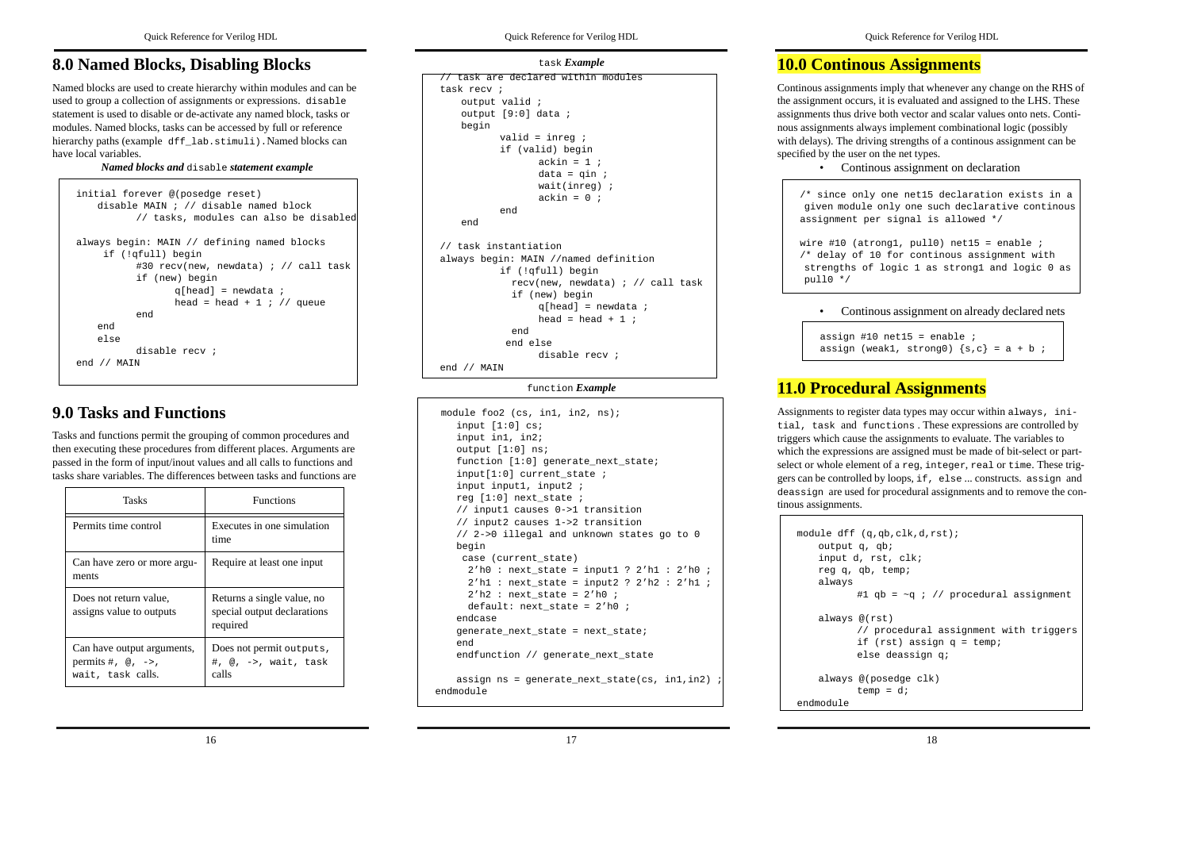## 8.0 Named Blocks, Disabling Blocks

Named blocks are used to create hierarchy within modules and can be used to group a collection of assignments or expressions. `disable` statement is used to disable or de-activate any named block, tasks or modules. Named blocks, tasks can be accessed by full or reference hierarchy paths (example `dff_lab.stimuli`). Named blocks can have local variables.

***Named blocks and*** `disable` ***statement example***

```
initial forever @(posedge reset)
    disable MAIN ; // disable named block
          // tasks, modules can also be disabled

always begin: MAIN // defining named blocks
     if (!qfull) begin
          #30 recv(new, newdata) ; // call task
          if (new) begin
                q[head] = newdata ;
                head = head + 1 ; // queue
          end
    end
    else
          disable recv ;
end // MAIN
```

## 9.0 Tasks and Functions

Tasks and functions permit the grouping of common procedures and then executing these procedures from different places. Arguments are passed in the form of input/inout values and all calls to functions and tasks share variables. The differences between tasks and functions are

| Tasks | Functions |
|---|---|
| Permits time control | Executes in one simulation time |
| Can have zero or more arguments | Require at least one input |
| Does not return value, assigns value to outputs | Returns a single value, no special output declarations required |
| Can have output arguments, permits `#`, `@`, `->`, `wait`, `task` calls. | Does not permit `outputs`, `#`, `@`, `->`, `wait`, `task` calls |

`task` ***Example***

```
// task are declared within modules
task recv ;
    output valid ;
    output [9:0] data ;
    begin
          valid = inreg ;
          if (valid) begin
                ackin = 1 ;
                data = qin ;
                wait(inreg) ;
                ackin = 0 ;
          end
    end

// task instantiation
always begin: MAIN //named definition
          if (!qfull) begin
            recv(new, newdata) ; // call task
            if (new) begin
                q[head] = newdata ;
                head = head + 1 ;
            end
           end else
                disable recv ;
end // MAIN
```

`function` ***Example***

```
module foo2 (cs, in1, in2, ns);
   input [1:0] cs;
   input in1, in2;
   output [1:0] ns;
   function [1:0] generate_next_state;
   input[1:0] current_state ;
   input input1, input2 ;
   reg [1:0] next_state ;
   // input1 causes 0->1 transition
   // input2 causes 1->2 transition
   // 2->0 illegal and unknown states go to 0
   begin
    case (current_state)
     2'h0 : next_state = input1 ? 2'h1 : 2'h0 ;
     2'h1 : next_state = input2 ? 2'h2 : 2'h1 ;
     2'h2 : next_state = 2'h0 ;
     default: next_state = 2'h0 ;
   endcase
   generate_next_state = next_state;
   end
   endfunction // generate_next_state

   assign ns = generate_next_state(cs, in1,in2) ;
endmodule
```

## 10.0 Continous Assignments

Continous assignments imply that whenever any change on the RHS of the assignment occurs, it is evaluated and assigned to the LHS. These assignments thus drive both vector and scalar values onto nets. Continous assignments always implement combinational logic (possibly with delays). The driving strengths of a continous assignment can be specified by the user on the net types.

- Continous assignment on declaration

```
/* since only one net15 declaration exists in a
 given module only one such declarative continous
assignment per signal is allowed */

wire #10 (atrong1, pull0) net15 = enable ;
/* delay of 10 for continous assignment with
 strengths of logic 1 as strong1 and logic 0 as
 pull0 */
```

- Continous assignment on already declared nets

```
assign #10 net15 = enable ;
assign (weak1, strong0) {s,c} = a + b ;
```

## 11.0 Procedural Assignments

Assignments to register data types may occur within `always`, `initial`, `task` and `functions` . These expressions are controlled by triggers which cause the assignments to evaluate. The variables to which the expressions are assigned must be made of bit-select or part-select or whole element of a `reg`, `integer`, `real` or `time`. These triggers can be controlled by loops, `if`, `else` ... constructs. `assign` and `deassign` are used for procedural assignments and to remove the continous assignments.

```
module dff (q,qb,clk,d,rst);
    output q, qb;
    input d, rst, clk;
    reg q, qb, temp;
    always
          #1 qb = ~q ; // procedural assignment

    always @(rst)
          // procedural assignment with triggers
          if (rst) assign q = temp;
          else deassign q;

    always @(posedge clk)
          temp = d;
endmodule
```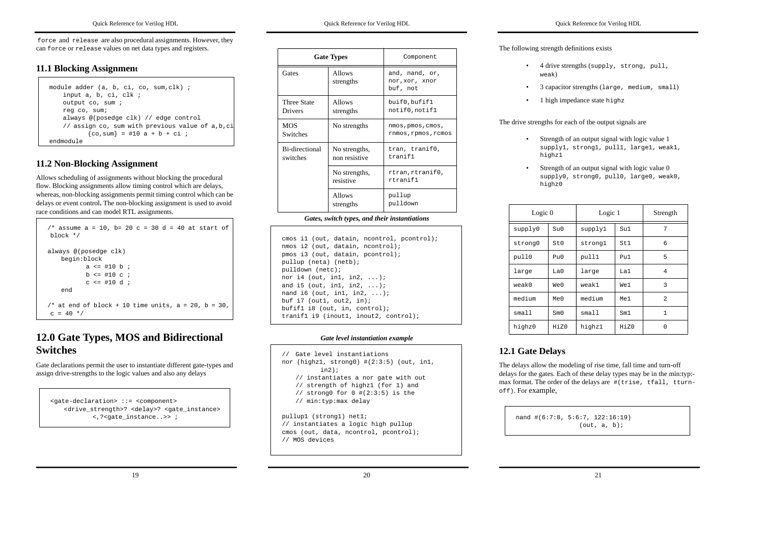force and release are also procedural assignments. However, they can force or release values on net data types and registers.

### 11.1 Blocking Assignment

```
module adder (a, b, ci, co, sum,clk) ;
    input a, b, ci, clk ;
    output co, sum ;
    reg co, sum;
    always @(posedge clk) // edge control
    // assign co, sum with previous value of a,b,ci
           {co,sum} = #10 a + b + ci ;
endmodule
```

### 11.2 Non-Blocking Assignment

Allows scheduling of assignments without blocking the procedural flow. Blocking assignments allow timing control which are delays, whereas, non-blocking assignments permit timing control which can be delays or event control**.** The non-blocking assignment is used to avoid race conditions and can model RTL assignments.

```
/* assume a = 10, b= 20 c = 30 d = 40 at start of
 block */

always @(posedge clk)
    begin:block
           a <= #10 b ;
           b <= #10 c ;
           c <= #10 d ;
    end

/* at end of block + 10 time units, a = 20, b = 30,
 c = 40 */
```

## 12.0 Gate Types, MOS and Bidirectional Switches

Gate declarations permit the user to instantiate different gate-types and assign drive-strengths to the logic values and also any delays

```
<gate-declaration> ::= <component>
    <drive_strength>? <delay>? <gate_instance>
           <,?<gate_instance..>> ;
```

| Gate Types | | Component |
|---|---|---|
| Gates | Allows strengths | and, nand, or, nor,xor, xnor buf, not |
| Three State Drivers | Allows strengths | buif0,bufif1 notif0,notif1 |
| MOS Switches | No strengths | nmos,pmos,cmos, rnmos,rpmos,rcmos |
| Bi-directional switches | No strengths, non resistive | tran, tranif0, tranif1 |
| | No strengths, resistive | rtran,rtranif0, rtranif1 |
| | Allows strengths | pullup pulldown |

***Gates, switch types, and their instantiations***

```
cmos i1 (out, datain, ncontrol, pcontrol);
nmos i2 (out, datain, ncontrol);
pmos i3 (out, datain, pcontrol);
pullup (neta) (netb);
pulldown (netc);
nor i4 (out, in1, in2, ...);
and i5 (out, in1, in2, ...);
nand i6 (out, in1, in2, ...);
buf i7 (out1, out2, in);
bufif1 i8 (out, in, control);
tranif1 i9 (inout1, inout2, control);
```

***Gate level instantiation example***

```
// Gate level instantiations
nor (highz1, strong0) #(2:3:5) (out, in1,
         in2);
    // instantiates a nor gate with out
    // strength of highz1 (for 1) and
    // strong0 for 0 #(2:3:5) is the
    // min:typ:max delay

pullup1 (strong1) net1;
// instantiates a logic high pullup
cmos (out, data, ncontrol, pcontrol);
// MOS devices
```

The following strength definitions exists

- 4 drive strengths (supply, strong, pull, weak)
- 3 capacitor strengths (large, medium, small)
- 1 high impedance state highz

The drive strengths for each of the output signals are

- Strength of an output signal with logic value 1 supply1, strong1, pull1, large1, weak1, highz1
- Strength of an output signal with logic value 0 supply0, strong0, pull0, large0, weak0, highz0

| Logic 0 | | Logic 1 | | Strength |
|---|---|---|---|---|
| supply0 | Su0 | supply1 | Su1 | 7 |
| strong0 | St0 | strong1 | St1 | 6 |
| pull0 | Pu0 | pull1 | Pu1 | 5 |
| large | La0 | large | La1 | 4 |
| weak0 | We0 | weak1 | We1 | 3 |
| medium | Me0 | medium | Me1 | 2 |
| small | Sm0 | small | Sm1 | 1 |
| highz0 | HiZ0 | highz1 | HiZ0 | 0 |

### 12.1 Gate Delays

The delays allow the modeling of rise time, fall time and turn-off delays for the gates. Each of these delay types may be in the min:typ:-max format. The order of the delays are #(trise, tfall, tturn-off). For example,

```
nand #(6:7:8, 5:6:7, 122:16:19)
              (out, a, b);
```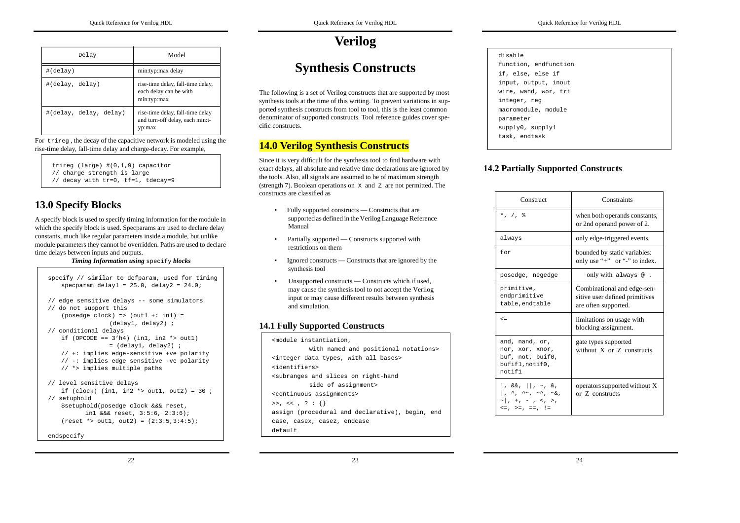| Delay | Model |
|---|---|
| #(delay) | min:typ:max delay |
| #(delay, delay) | rise-time delay, fall-time delay, each delay can be with min:typ:max |
| #(delay, delay, delay) | rise-time delay, fall-time delay and turn-off delay, each min:typ:max |

For `trireg`, the decay of the capacitive network is modeled using the rise-time delay, fall-time delay and charge-decay. For example,

```
trireg (large) #(0,1,9) capacitor
// charge strength is large
// decay with tr=0, tf=1, tdecay=9
```

## 13.0 Specify Blocks

A specify block is used to specify timing information for the module in which the specify block is used. Specparams are used to declare delay constants, much like regular parameters inside a module, but unlike module parameters they cannot be overridden. Paths are used to declare time delays between inputs and outputs.

***Timing Information using*** `specify` ***blocks***

```
specify // similar to defparam, used for timing
    specparam delay1 = 25.0, delay2 = 24.0;

// edge sensitive delays -- some simulators
// do not support this
    (posedge clock) => (out1 +: in1) =
                (delay1, delay2) ;
// conditional delays
    if (OPCODE == 3'h4) (in1, in2 *> out1)
                = (delay1, delay2) ;
    // +: implies edge-sensitive +ve polarity
    // -: implies edge sensitive -ve polarity
    // *> implies multiple paths

// level sensitive delays
    if (clock) (in1, in2 *> out1, out2) = 30 ;
// setuphold
    $setuphold(posedge clock &&& reset,
          in1 &&& reset, 3:5:6, 2:3:6);
    (reset *> out1, out2) = (2:3:5,3:4:5);

endspecify
```

# Verilog

# Synthesis Constructs

The following is a set of Verilog constructs that are supported by most synthesis tools at the time of this writing. To prevent variations in supported synthesis constructs from tool to tool, this is the least common denominator of supported constructs. Tool reference guides cover specific constructs.

## 14.0 Verilog Synthesis Constructs

Since it is very difficult for the synthesis tool to find hardware with exact delays, all absolute and relative time declarations are ignored by the tools. Also, all signals are assumed to be of maximum strength (strength 7). Boolean operations on `X` and `Z` are not permitted. The constructs are classified as

- Fully supported constructs — Constructs that are supported as defined in the Verilog Language Reference Manual
- Partially supported — Constructs supported with restrictions on them
- Ignored constructs — Constructs that are ignored by the synthesis tool
- Unsupported constructs — Constructs which if used, may cause the synthesis tool to not accept the Verilog input or may cause different results between synthesis and simulation.

### 14.1 Fully Supported Constructs

```
<module instantiation,
          with named and positional notations>
<integer data types, with all bases>
<identifiers>
<subranges and slices on right-hand
          side of assignment>
<continuous assignments>
>>, << , ? : {}
assign (procedural and declarative), begin, end
case, casex, casez, endcase
default
disable
function, endfunction
if, else, else if
input, output, inout
wire, wand, wor, tri
integer, reg
macromodule, module
parameter
supply0, supply1
task, endtask
```

### 14.2 Partially Supported Constructs

| Construct | Constraints |
|---|---|
| `*, /, %` | when both operands constants, or 2nd operand power of 2. |
| `always` | only edge-triggered events. |
| `for` | bounded by static variables: only use "+" or "-" to index. |
| `posedge, negedge` | only with `always @` . |
| `primitive, endprimitive table,endtable` | Combinational and edge-sensitive user defined primitives are often supported. |
| `<=` | limitations on usage with blocking assignment. |
| `and, nand, or, nor, xor, xnor, buf, not, buif0, bufif1,notif0, notif1` | gate types supported without X or Z constructs |
| `!, &&, \|\|, ~, &, \|, ^, ^~, ~^, ~&, ~\|, +, - , <, >, <=, >=, ==, !=` | operators supported without X or Z constructs |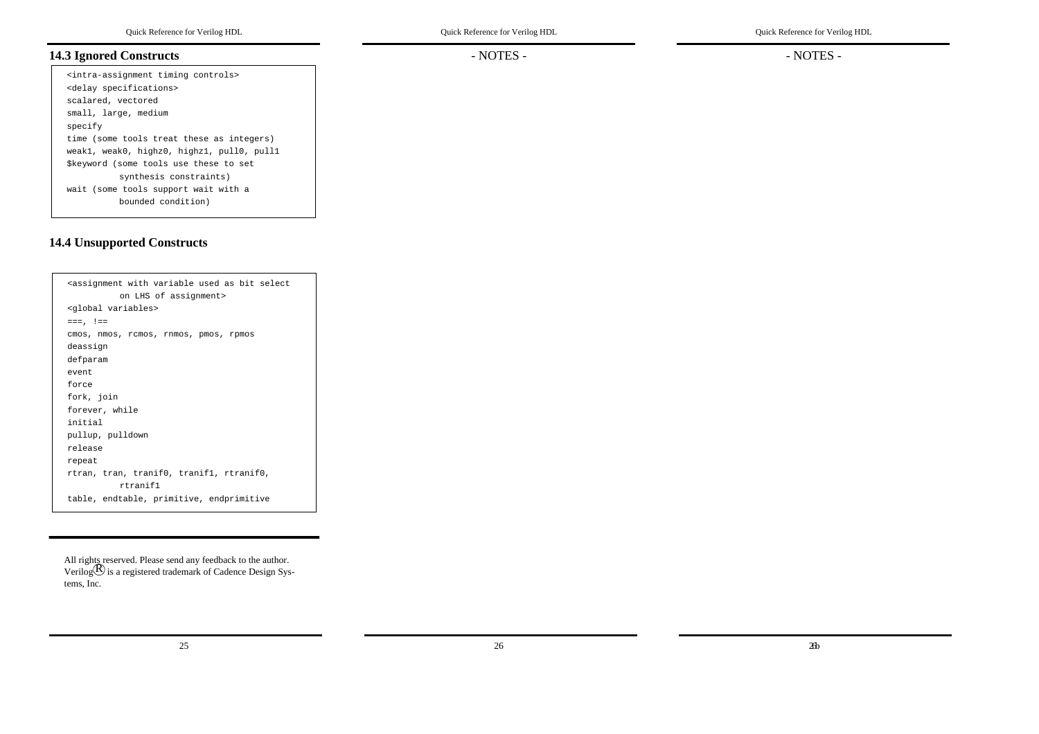## 14.3 Ignored Constructs

```
<intra-assignment timing controls>
<delay specifications>
scalared, vectored
small, large, medium
specify
time (some tools treat these as integers)
weak1, weak0, highz0, highz1, pull0, pull1
$keyword (some tools use these to set
         synthesis constraints)
wait (some tools support wait with a
         bounded condition)
```

## 14.4 Unsupported Constructs

```
<assignment with variable used as bit select
         on LHS of assignment>
<global variables>
===, !==
cmos, nmos, rcmos, rnmos, pmos, rpmos
deassign
defparam
event
force
fork, join
forever, while
initial
pullup, pulldown
release
repeat
rtran, tran, tranif0, tranif1, rtranif0,
         rtranif1
table, endtable, primitive, endprimitive
```

All rights reserved. Please send any feedback to the author. Verilog® is a registered trademark of Cadence Design Systems, Inc.

- NOTES -

- NOTES -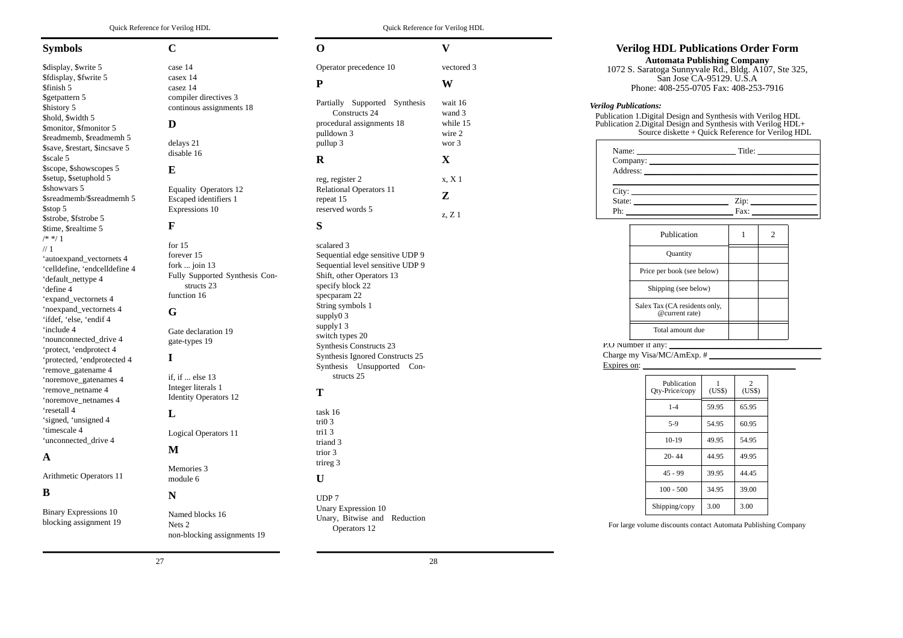## Symbols

$display, $write 5
$fdisplay, $fwrite 5
$finish 5
$getpattern 5
$history 5
$hold, $width 5
$monitor, $fmonitor 5
$readmemb, $readmemh 5
$save, $restart, $incsave 5
$scale 5
$scope, $showscopes 5
$setup, $setuphold 5
$showvars 5
$sreadmemb/$sreadmemh 5
$stop 5
$strobe, $fstrobe 5
$time, $realtime 5
/* */ 1
// 1
'autoexpand_vectornets 4
'celldefine, 'endcelldefine 4
'default_nettype 4
'define 4
'expand_vectornets 4
'noexpand_vectornets 4
'ifdef, 'else, 'endif 4
'include 4
'nounconnected_drive 4
'protect, 'endprotect 4
'protected, 'endprotected 4
'remove_gatename 4
'noremove_gatenames 4
'remove_netname 4
'noremove_netnames 4
'resetall 4
'signed, 'unsigned 4
'timescale 4
'unconnected_drive 4

## A

Arithmetic Operators 11

## B

Binary Expressions 10
blocking assignment 19

## C

case 14
casex 14
casez 14
compiler directives 3
continous assignments 18

## D

delays 21
disable 16

## E

Equality Operators 12
Escaped identifiers 1
Expressions 10

## F

for 15
forever 15
fork ... join 13
Fully Supported Synthesis Constructs 23
function 16

## G

Gate declaration 19
gate-types 19

## I

if, if ... else 13
Integer literals 1
Identity Operators 12

## L

Logical Operators 11

## M

Memories 3
module 6

## N

Named blocks 16
Nets 2
non-blocking assignments 19

## O

Operator precedence 10

## P

Partially Supported Synthesis Constructs 24
procedural assignments 18
pulldown 3
pullup 3

## R

reg, register 2
Relational Operators 11
repeat 15
reserved words 5

## S

scalared 3
Sequential edge sensitive UDP 9
Sequential level sensitive UDP 9
Shift, other Operators 13
specify block 22
specparam 22
String symbols 1
supply0 3
supply1 3
switch types 20
Synthesis Constructs 23
Synthesis Ignored Constructs 25
Synthesis Unsupported Constructs 25

## T

task 16
tri0 3
tri1 3
triand 3
trior 3
trireg 3

## U

UDP 7
Unary Expression 10
Unary, Bitwise and Reduction Operators 12

## V

vectored 3

## W

wait 16
wand 3
while 15
wire 2
wor 3

## X

x, X 1

## Z

z, Z 1

# Verilog HDL Publications Order Form

**Automata Publishing Company**
1072 S. Saratoga Sunnyvale Rd., Bldg. A107, Ste 325,
San Jose CA-95129. U.S.A
Phone: 408-255-0705 Fax: 408-253-7916

***Verilog Publications:***

Publication 1.Digital Design and Synthesis with Verilog HDL
Publication 2.Digital Design and Synthesis with Verilog HDL+ Source diskette + Quick Reference for Verilog HDL

Name: ______________________ Title: ______________
Company: ______________________________________
Address: _______________________________________
_______________________________________________
City: __________________________________________
State: ____________________ Zip: _______________
Ph: _______________________ Fax: _______________

| Publication | 1 | 2 |
|---|---|---|
| Quantity | | |
| Price per book (see below) | | |
| Shipping (see below) | | |
| Salex Tax (CA residents only, @current rate) | | |
| Total amount due | | |

P.O Number if any: ______________________________
Charge my Visa/MC/AmExp. # _____________________
Expires on: _____________________________________

| Publication Qty-Price/copy | 1 (US$) | 2 (US$) |
|---|---|---|
| 1-4 | 59.95 | 65.95 |
| 5-9 | 54.95 | 60.95 |
| 10-19 | 49.95 | 54.95 |
| 20- 44 | 44.95 | 49.95 |
| 45 - 99 | 39.95 | 44.45 |
| 100 - 500 | 34.95 | 39.00 |
| Shipping/copy | 3.00 | 3.00 |

For large volume discounts contact Automata Publishing Company